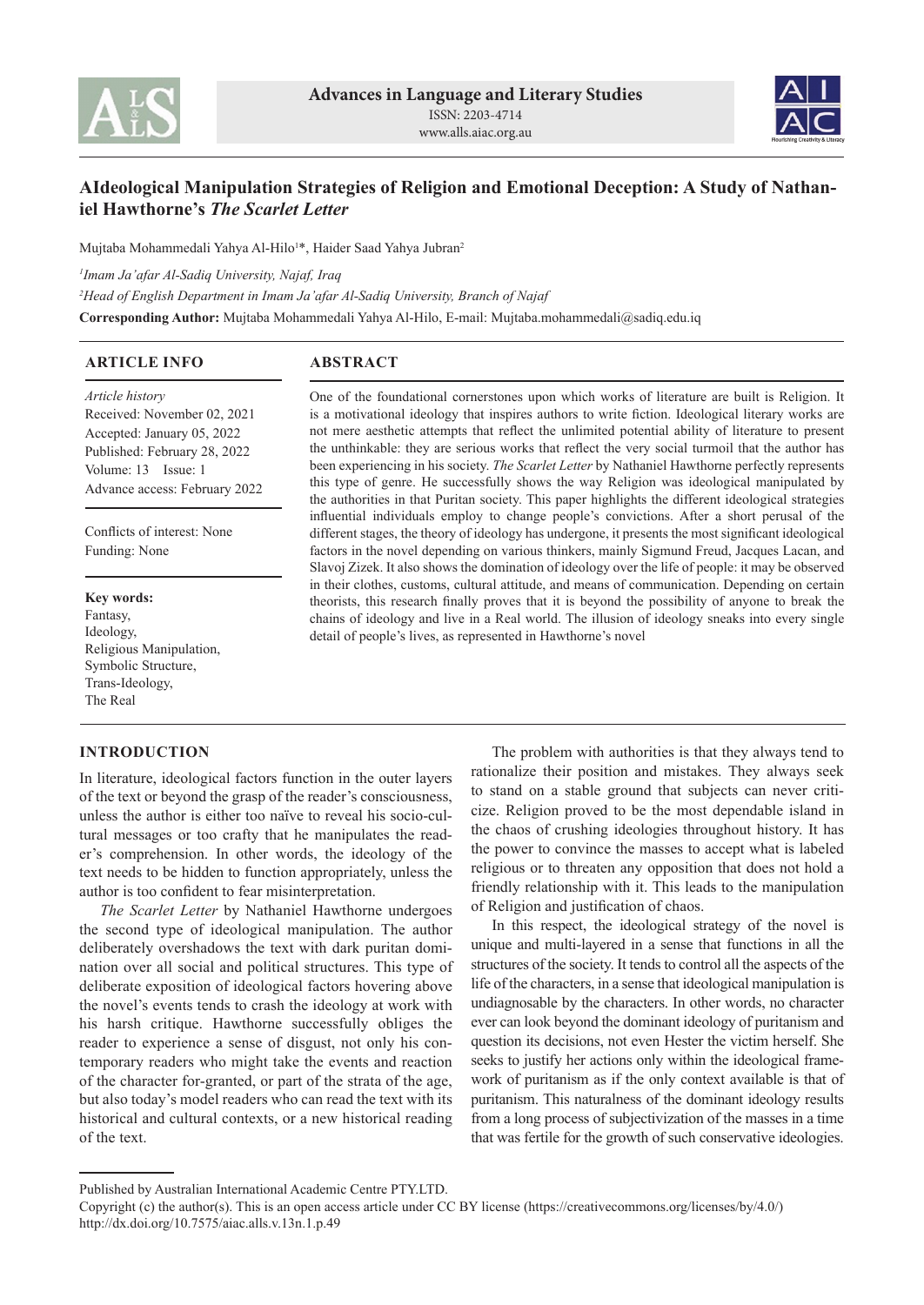# AIdeological Manipulation Strategies of Religion and Emotional Deception: A Study of Nathaniel Hawthorne's *The Scarlet Letter*

Mujtaba Mohammedali Yahya Al-Hilo[1]*, Haider Saad Yahya Jubran[2]

[1]*Imam Ja'afar Al-Sadiq University, Najaf, Iraq*

[2]*Head of English Department in Imam Ja'afar Al-Sadiq University, Branch of Najaf*

**Corresponding Author:** Mujtaba Mohammedali Yahya Al-Hilo, E-mail: Mujtaba.mohammedali@sadiq.edu.iq

## ARTICLE INFO

*Article history*
Received: November 02, 2021
Accepted: January 05, 2022
Published: February 28, 2022
Volume: 13 Issue: 1
Advance access: February 2022

Conflicts of interest: None
Funding: None

**Key words:**
Fantasy,
Ideology,
Religious Manipulation,
Symbolic Structure,
Trans-Ideology,
The Real

## ABSTRACT

One of the foundational cornerstones upon which works of literature are built is Religion. It is a motivational ideology that inspires authors to write fiction. Ideological literary works are not mere aesthetic attempts that reflect the unlimited potential ability of literature to present the unthinkable: they are serious works that reflect the very social turmoil that the author has been experiencing in his society. *The Scarlet Letter* by Nathaniel Hawthorne perfectly represents this type of genre. He successfully shows the way Religion was ideological manipulated by the authorities in that Puritan society. This paper highlights the different ideological strategies influential individuals employ to change people's convictions. After a short perusal of the different stages, the theory of ideology has undergone, it presents the most significant ideological factors in the novel depending on various thinkers, mainly Sigmund Freud, Jacques Lacan, and Slavoj Zizek. It also shows the domination of ideology over the life of people: it may be observed in their clothes, customs, cultural attitude, and means of communication. Depending on certain theorists, this research finally proves that it is beyond the possibility of anyone to break the chains of ideology and live in a Real world. The illusion of ideology sneaks into every single detail of people's lives, as represented in Hawthorne's novel

## INTRODUCTION

In literature, ideological factors function in the outer layers of the text or beyond the grasp of the reader's consciousness, unless the author is either too naïve to reveal his socio-cultural messages or too crafty that he manipulates the reader's comprehension. In other words, the ideology of the text needs to be hidden to function appropriately, unless the author is too confident to fear misinterpretation.

*The Scarlet Letter* by Nathaniel Hawthorne undergoes the second type of ideological manipulation. The author deliberately overshadows the text with dark puritan domination over all social and political structures. This type of deliberate exposition of ideological factors hovering above the novel's events tends to crash the ideology at work with his harsh critique. Hawthorne successfully obliges the reader to experience a sense of disgust, not only his contemporary readers who might take the events and reaction of the character for-granted, or part of the strata of the age, but also today's model readers who can read the text with its historical and cultural contexts, or a new historical reading of the text.

The problem with authorities is that they always tend to rationalize their position and mistakes. They always seek to stand on a stable ground that subjects can never criticize. Religion proved to be the most dependable island in the chaos of crushing ideologies throughout history. It has the power to convince the masses to accept what is labeled religious or to threaten any opposition that does not hold a friendly relationship with it. This leads to the manipulation of Religion and justification of chaos.

In this respect, the ideological strategy of the novel is unique and multi-layered in a sense that functions in all the structures of the society. It tends to control all the aspects of the life of the characters, in a sense that ideological manipulation is undiagnosable by the characters. In other words, no character ever can look beyond the dominant ideology of puritanism and question its decisions, not even Hester the victim herself. She seeks to justify her actions only within the ideological framework of puritanism as if the only context available is that of puritanism. This naturalness of the dominant ideology results from a long process of subjectivization of the masses in a time that was fertile for the growth of such conservative ideologies.

Published by Australian International Academic Centre PTY.LTD.
Copyright (c) the author(s). This is an open access article under CC BY license (https://creativecommons.org/licenses/by/4.0/)
http://dx.doi.org/10.7575/aiac.alls.v.13n.1.p.49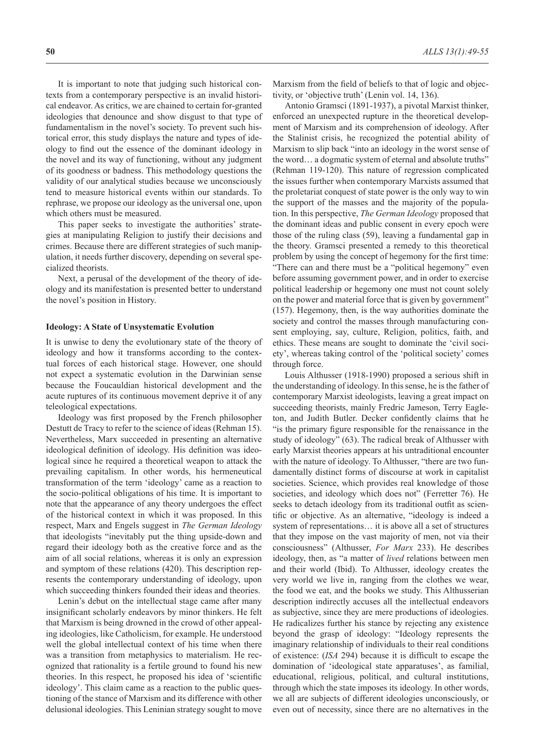It is important to note that judging such historical contexts from a contemporary perspective is an invalid historical endeavor. As critics, we are chained to certain for-granted ideologies that denounce and show disgust to that type of fundamentalism in the novel's society. To prevent such historical error, this study displays the nature and types of ideology to find out the essence of the dominant ideology in the novel and its way of functioning, without any judgment of its goodness or badness. This methodology questions the validity of our analytical studies because we unconsciously tend to measure historical events within our standards. To rephrase, we propose our ideology as the universal one, upon which others must be measured.

This paper seeks to investigate the authorities' strategies at manipulating Religion to justify their decisions and crimes. Because there are different strategies of such manipulation, it needs further discovery, depending on several specialized theorists.

Next, a perusal of the development of the theory of ideology and its manifestation is presented better to understand the novel's position in History.

## Ideology: A State of Unsystematic Evolution

It is unwise to deny the evolutionary state of the theory of ideology and how it transforms according to the contextual forces of each historical stage. However, one should not expect a systematic evolution in the Darwinian sense because the Foucauldian historical development and the acute ruptures of its continuous movement deprive it of any teleological expectations.

Ideology was first proposed by the French philosopher Destutt de Tracy to refer to the science of ideas (Rehman 15). Nevertheless, Marx succeeded in presenting an alternative ideological definition of ideology. His definition was ideological since he required a theoretical weapon to attack the prevailing capitalism. In other words, his hermeneutical transformation of the term 'ideology' came as a reaction to the socio-political obligations of his time. It is important to note that the appearance of any theory undergoes the effect of the historical context in which it was proposed. In this respect, Marx and Engels suggest in *The German Ideology* that ideologists "inevitably put the thing upside-down and regard their ideology both as the creative force and as the aim of all social relations, whereas it is only an expression and symptom of these relations (420). This description represents the contemporary understanding of ideology, upon which succeeding thinkers founded their ideas and theories.

Lenin's debut on the intellectual stage came after many insignificant scholarly endeavors by minor thinkers. He felt that Marxism is being drowned in the crowd of other appealing ideologies, like Catholicism, for example. He understood well the global intellectual context of his time when there was a transition from metaphysics to materialism. He recognized that rationality is a fertile ground to found his new theories. In this respect, he proposed his idea of 'scientific ideology'. This claim came as a reaction to the public questioning of the stance of Marxism and its difference with other delusional ideologies. This Leninian strategy sought to move Marxism from the field of beliefs to that of logic and objectivity, or 'objective truth' (Lenin vol. 14, 136).

Antonio Gramsci (1891-1937), a pivotal Marxist thinker, enforced an unexpected rupture in the theoretical development of Marxism and its comprehension of ideology. After the Stalinist crisis, he recognized the potential ability of Marxism to slip back "into an ideology in the worst sense of the word… a dogmatic system of eternal and absolute truths" (Rehman 119-120). This nature of regression complicated the issues further when contemporary Marxists assumed that the proletariat conquest of state power is the only way to win the support of the masses and the majority of the population. In this perspective, *The German Ideology* proposed that the dominant ideas and public consent in every epoch were those of the ruling class (59), leaving a fundamental gap in the theory. Gramsci presented a remedy to this theoretical problem by using the concept of hegemony for the first time: "There can and there must be a "political hegemony" even before assuming government power, and in order to exercise political leadership or hegemony one must not count solely on the power and material force that is given by government" (157). Hegemony, then, is the way authorities dominate the society and control the masses through manufacturing consent employing, say, culture, Religion, politics, faith, and ethics. These means are sought to dominate the 'civil society', whereas taking control of the 'political society' comes through force.

Louis Althusser (1918-1990) proposed a serious shift in the understanding of ideology. In this sense, he is the father of contemporary Marxist ideologists, leaving a great impact on succeeding theorists, mainly Fredric Jameson, Terry Eagleton, and Judith Butler. Decker confidently claims that he "is the primary figure responsible for the renaissance in the study of ideology" (63). The radical break of Althusser with early Marxist theories appears at his untraditional encounter with the nature of ideology. To Althusser, "there are two fundamentally distinct forms of discourse at work in capitalist societies. Science, which provides real knowledge of those societies, and ideology which does not" (Ferretter 76). He seeks to detach ideology from its traditional outfit as scientific or objective. As an alternative, "ideology is indeed a system of representations… it is above all a set of structures that they impose on the vast majority of men, not via their consciousness" (Althusser, *For Marx* 233). He describes ideology, then, as "a matter of *lived* relations between men and their world (Ibid). To Althusser, ideology creates the very world we live in, ranging from the clothes we wear, the food we eat, and the books we study. This Althusserian description indirectly accuses all the intellectual endeavors as subjective, since they are mere productions of ideologies. He radicalizes further his stance by rejecting any existence beyond the grasp of ideology: "Ideology represents the imaginary relationship of individuals to their real conditions of existence: (*ISA* 294) because it is difficult to escape the domination of 'ideological state apparatuses', as familial, educational, religious, political, and cultural institutions, through which the state imposes its ideology. In other words, we all are subjects of different ideologies unconsciously, or even out of necessity, since there are no alternatives in the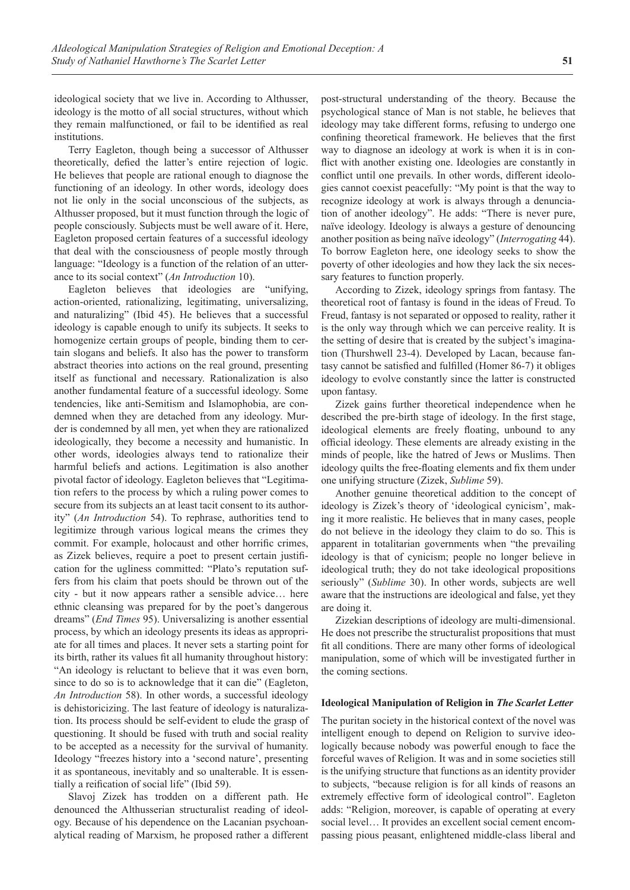ideological society that we live in. According to Althusser, ideology is the motto of all social structures, without which they remain malfunctioned, or fail to be identified as real institutions.

Terry Eagleton, though being a successor of Althusser theoretically, defied the latter's entire rejection of logic. He believes that people are rational enough to diagnose the functioning of an ideology. In other words, ideology does not lie only in the social unconscious of the subjects, as Althusser proposed, but it must function through the logic of people consciously. Subjects must be well aware of it. Here, Eagleton proposed certain features of a successful ideology that deal with the consciousness of people mostly through language: "Ideology is a function of the relation of an utterance to its social context" (*An Introduction* 10).

Eagleton believes that ideologies are "unifying, action-oriented, rationalizing, legitimating, universalizing, and naturalizing" (Ibid 45). He believes that a successful ideology is capable enough to unify its subjects. It seeks to homogenize certain groups of people, binding them to certain slogans and beliefs. It also has the power to transform abstract theories into actions on the real ground, presenting itself as functional and necessary. Rationalization is also another fundamental feature of a successful ideology. Some tendencies, like anti-Semitism and Islamophobia, are condemned when they are detached from any ideology. Murder is condemned by all men, yet when they are rationalized ideologically, they become a necessity and humanistic. In other words, ideologies always tend to rationalize their harmful beliefs and actions. Legitimation is also another pivotal factor of ideology. Eagleton believes that "Legitimation refers to the process by which a ruling power comes to secure from its subjects an at least tacit consent to its authority" (*An Introduction* 54). To rephrase, authorities tend to legitimize through various logical means the crimes they commit. For example, holocaust and other horrific crimes, as Zizek believes, require a poet to present certain justification for the ugliness committed: "Plato's reputation suffers from his claim that poets should be thrown out of the city - but it now appears rather a sensible advice… here ethnic cleansing was prepared for by the poet's dangerous dreams" (*End Times* 95). Universalizing is another essential process, by which an ideology presents its ideas as appropriate for all times and places. It never sets a starting point for its birth, rather its values fit all humanity throughout history: "An ideology is reluctant to believe that it was even born, since to do so is to acknowledge that it can die" (Eagleton, *An Introduction* 58). In other words, a successful ideology is dehistoricizing. The last feature of ideology is naturalization. Its process should be self-evident to elude the grasp of questioning. It should be fused with truth and social reality to be accepted as a necessity for the survival of humanity. Ideology "freezes history into a 'second nature', presenting it as spontaneous, inevitably and so unalterable. It is essentially a reification of social life" (Ibid 59).

Slavoj Zizek has trodden on a different path. He denounced the Althusserian structuralist reading of ideology. Because of his dependence on the Lacanian psychoanalytical reading of Marxism, he proposed rather a different post-structural understanding of the theory. Because the psychological stance of Man is not stable, he believes that ideology may take different forms, refusing to undergo one confining theoretical framework. He believes that the first way to diagnose an ideology at work is when it is in conflict with another existing one. Ideologies are constantly in conflict until one prevails. In other words, different ideologies cannot coexist peacefully: "My point is that the way to recognize ideology at work is always through a denunciation of another ideology". He adds: "There is never pure, naïve ideology. Ideology is always a gesture of denouncing another position as being naïve ideology" (*Interrogating* 44). To borrow Eagleton here, one ideology seeks to show the poverty of other ideologies and how they lack the six necessary features to function properly.

According to Zizek, ideology springs from fantasy. The theoretical root of fantasy is found in the ideas of Freud. To Freud, fantasy is not separated or opposed to reality, rather it is the only way through which we can perceive reality. It is the setting of desire that is created by the subject's imagination (Thurshwell 23-4). Developed by Lacan, because fantasy cannot be satisfied and fulfilled (Homer 86-7) it obliges ideology to evolve constantly since the latter is constructed upon fantasy.

Zizek gains further theoretical independence when he described the pre-birth stage of ideology. In the first stage, ideological elements are freely floating, unbound to any official ideology. These elements are already existing in the minds of people, like the hatred of Jews or Muslims. Then ideology quilts the free-floating elements and fix them under one unifying structure (Zizek, *Sublime* 59).

Another genuine theoretical addition to the concept of ideology is Zizek's theory of 'ideological cynicism', making it more realistic. He believes that in many cases, people do not believe in the ideology they claim to do so. This is apparent in totalitarian governments when "the prevailing ideology is that of cynicism; people no longer believe in ideological truth; they do not take ideological propositions seriously" (*Sublime* 30). In other words, subjects are well aware that the instructions are ideological and false, yet they are doing it.

Zizekian descriptions of ideology are multi-dimensional. He does not prescribe the structuralist propositions that must fit all conditions. There are many other forms of ideological manipulation, some of which will be investigated further in the coming sections.

### Ideological Manipulation of Religion in *The Scarlet Letter*

The puritan society in the historical context of the novel was intelligent enough to depend on Religion to survive ideologically because nobody was powerful enough to face the forceful waves of Religion. It was and in some societies still is the unifying structure that functions as an identity provider to subjects, "because religion is for all kinds of reasons an extremely effective form of ideological control". Eagleton adds: "Religion, moreover, is capable of operating at every social level… It provides an excellent social cement encompassing pious peasant, enlightened middle-class liberal and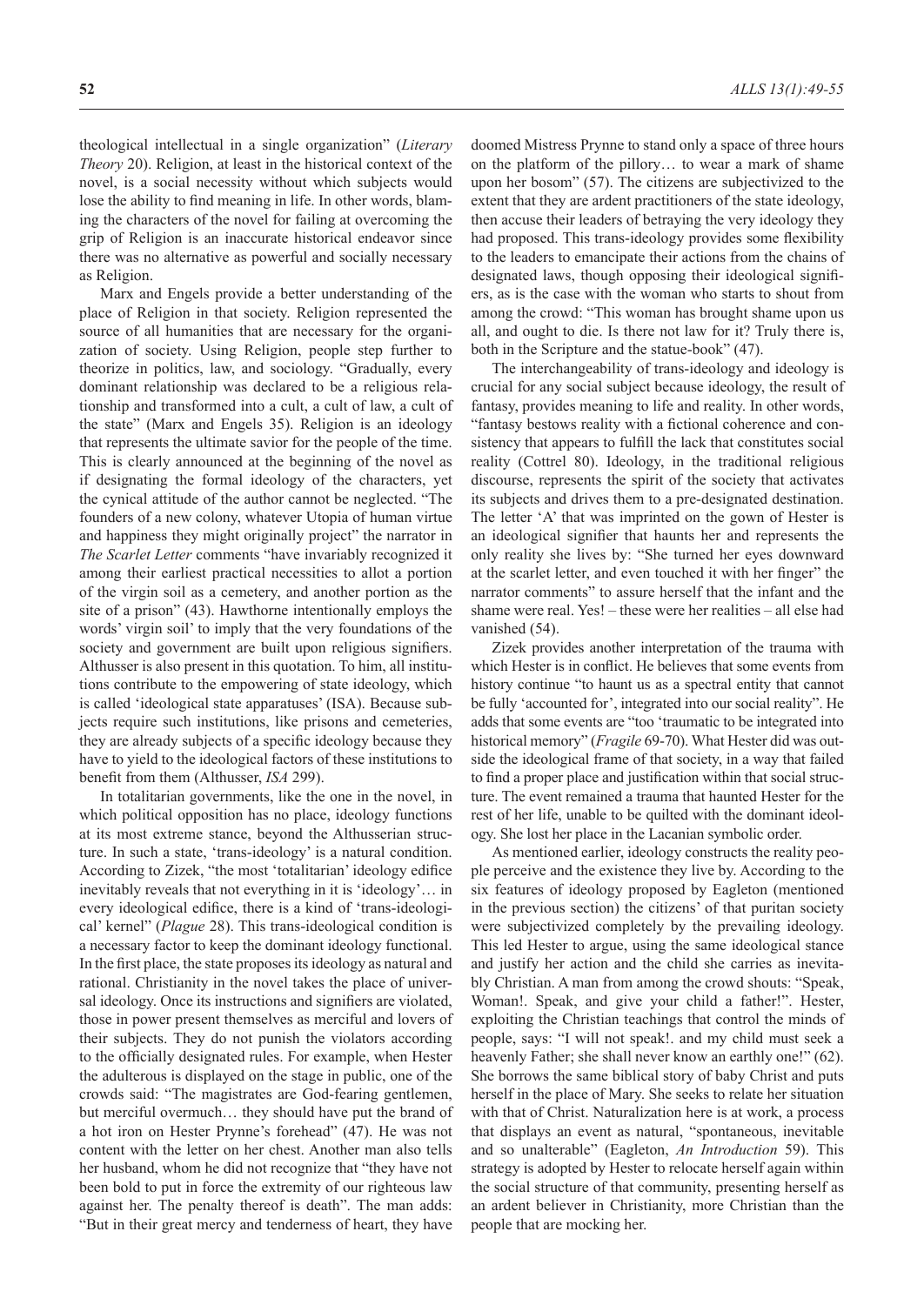theological intellectual in a single organization" (*Literary Theory* 20). Religion, at least in the historical context of the novel, is a social necessity without which subjects would lose the ability to find meaning in life. In other words, blaming the characters of the novel for failing at overcoming the grip of Religion is an inaccurate historical endeavor since there was no alternative as powerful and socially necessary as Religion.

Marx and Engels provide a better understanding of the place of Religion in that society. Religion represented the source of all humanities that are necessary for the organization of society. Using Religion, people step further to theorize in politics, law, and sociology. "Gradually, every dominant relationship was declared to be a religious relationship and transformed into a cult, a cult of law, a cult of the state" (Marx and Engels 35). Religion is an ideology that represents the ultimate savior for the people of the time. This is clearly announced at the beginning of the novel as if designating the formal ideology of the characters, yet the cynical attitude of the author cannot be neglected. "The founders of a new colony, whatever Utopia of human virtue and happiness they might originally project" the narrator in *The Scarlet Letter* comments "have invariably recognized it among their earliest practical necessities to allot a portion of the virgin soil as a cemetery, and another portion as the site of a prison" (43). Hawthorne intentionally employs the words' virgin soil' to imply that the very foundations of the society and government are built upon religious signifiers. Althusser is also present in this quotation. To him, all institutions contribute to the empowering of state ideology, which is called 'ideological state apparatuses' (ISA). Because subjects require such institutions, like prisons and cemeteries, they are already subjects of a specific ideology because they have to yield to the ideological factors of these institutions to benefit from them (Althusser, *ISA* 299).

In totalitarian governments, like the one in the novel, in which political opposition has no place, ideology functions at its most extreme stance, beyond the Althusserian structure. In such a state, 'trans-ideology' is a natural condition. According to Zizek, "the most 'totalitarian' ideology edifice inevitably reveals that not everything in it is 'ideology'… in every ideological edifice, there is a kind of 'trans-ideological' kernel" (*Plague* 28). This trans-ideological condition is a necessary factor to keep the dominant ideology functional. In the first place, the state proposes its ideology as natural and rational. Christianity in the novel takes the place of universal ideology. Once its instructions and signifiers are violated, those in power present themselves as merciful and lovers of their subjects. They do not punish the violators according to the officially designated rules. For example, when Hester the adulterous is displayed on the stage in public, one of the crowds said: "The magistrates are God-fearing gentlemen, but merciful overmuch… they should have put the brand of a hot iron on Hester Prynne's forehead" (47). He was not content with the letter on her chest. Another man also tells her husband, whom he did not recognize that "they have not been bold to put in force the extremity of our righteous law against her. The penalty thereof is death". The man adds: "But in their great mercy and tenderness of heart, they have doomed Mistress Prynne to stand only a space of three hours on the platform of the pillory… to wear a mark of shame upon her bosom" (57). The citizens are subjectivized to the extent that they are ardent practitioners of the state ideology, then accuse their leaders of betraying the very ideology they had proposed. This trans-ideology provides some flexibility to the leaders to emancipate their actions from the chains of designated laws, though opposing their ideological signifiers, as is the case with the woman who starts to shout from among the crowd: "This woman has brought shame upon us all, and ought to die. Is there not law for it? Truly there is, both in the Scripture and the statue-book" (47).

The interchangeability of trans-ideology and ideology is crucial for any social subject because ideology, the result of fantasy, provides meaning to life and reality. In other words, "fantasy bestows reality with a fictional coherence and consistency that appears to fulfill the lack that constitutes social reality (Cottrel 80). Ideology, in the traditional religious discourse, represents the spirit of the society that activates its subjects and drives them to a pre-designated destination. The letter 'A' that was imprinted on the gown of Hester is an ideological signifier that haunts her and represents the only reality she lives by: "She turned her eyes downward at the scarlet letter, and even touched it with her finger" the narrator comments" to assure herself that the infant and the shame were real. Yes! – these were her realities – all else had vanished (54).

Zizek provides another interpretation of the trauma with which Hester is in conflict. He believes that some events from history continue "to haunt us as a spectral entity that cannot be fully 'accounted for', integrated into our social reality". He adds that some events are "too 'traumatic to be integrated into historical memory" (*Fragile* 69-70). What Hester did was outside the ideological frame of that society, in a way that failed to find a proper place and justification within that social structure. The event remained a trauma that haunted Hester for the rest of her life, unable to be quilted with the dominant ideology. She lost her place in the Lacanian symbolic order.

As mentioned earlier, ideology constructs the reality people perceive and the existence they live by. According to the six features of ideology proposed by Eagleton (mentioned in the previous section) the citizens' of that puritan society were subjectivized completely by the prevailing ideology. This led Hester to argue, using the same ideological stance and justify her action and the child she carries as inevitably Christian. A man from among the crowd shouts: "Speak, Woman!. Speak, and give your child a father!". Hester, exploiting the Christian teachings that control the minds of people, says: "I will not speak!. and my child must seek a heavenly Father; she shall never know an earthly one!" (62). She borrows the same biblical story of baby Christ and puts herself in the place of Mary. She seeks to relate her situation with that of Christ. Naturalization here is at work, a process that displays an event as natural, "spontaneous, inevitable and so unalterable" (Eagleton, *An Introduction* 59). This strategy is adopted by Hester to relocate herself again within the social structure of that community, presenting herself as an ardent believer in Christianity, more Christian than the people that are mocking her.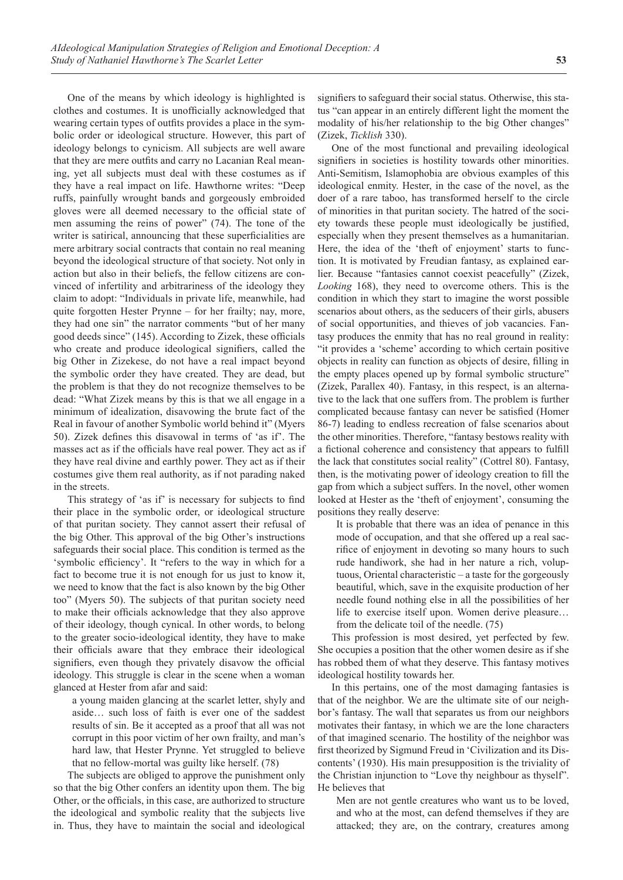One of the means by which ideology is highlighted is clothes and costumes. It is unofficially acknowledged that wearing certain types of outfits provides a place in the symbolic order or ideological structure. However, this part of ideology belongs to cynicism. All subjects are well aware that they are mere outfits and carry no Lacanian Real meaning, yet all subjects must deal with these costumes as if they have a real impact on life. Hawthorne writes: "Deep ruffs, painfully wrought bands and gorgeously embroided gloves were all deemed necessary to the official state of men assuming the reins of power" (74). The tone of the writer is satirical, announcing that these superficialities are mere arbitrary social contracts that contain no real meaning beyond the ideological structure of that society. Not only in action but also in their beliefs, the fellow citizens are convinced of infertility and arbitrariness of the ideology they claim to adopt: "Individuals in private life, meanwhile, had quite forgotten Hester Prynne – for her frailty; nay, more, they had one sin" the narrator comments "but of her many good deeds since" (145). According to Zizek, these officials who create and produce ideological signifiers, called the big Other in Zizekese, do not have a real impact beyond the symbolic order they have created. They are dead, but the problem is that they do not recognize themselves to be dead: "What Zizek means by this is that we all engage in a minimum of idealization, disavowing the brute fact of the Real in favour of another Symbolic world behind it" (Myers 50). Zizek defines this disavowal in terms of 'as if'. The masses act as if the officials have real power. They act as if they have real divine and earthly power. They act as if their costumes give them real authority, as if not parading naked in the streets.

This strategy of 'as if' is necessary for subjects to find their place in the symbolic order, or ideological structure of that puritan society. They cannot assert their refusal of the big Other. This approval of the big Other's instructions safeguards their social place. This condition is termed as the 'symbolic efficiency'. It "refers to the way in which for a fact to become true it is not enough for us just to know it, we need to know that the fact is also known by the big Other too" (Myers 50). The subjects of that puritan society need to make their officials acknowledge that they also approve of their ideology, though cynical. In other words, to belong to the greater socio-ideological identity, they have to make their officials aware that they embrace their ideological signifiers, even though they privately disavow the official ideology. This struggle is clear in the scene when a woman glanced at Hester from afar and said:

> a young maiden glancing at the scarlet letter, shyly and aside… such loss of faith is ever one of the saddest results of sin. Be it accepted as a proof that all was not corrupt in this poor victim of her own frailty, and man's hard law, that Hester Prynne. Yet struggled to believe that no fellow-mortal was guilty like herself. (78)

The subjects are obliged to approve the punishment only so that the big Other confers an identity upon them. The big Other, or the officials, in this case, are authorized to structure the ideological and symbolic reality that the subjects live in. Thus, they have to maintain the social and ideological signifiers to safeguard their social status. Otherwise, this status "can appear in an entirely different light the moment the modality of his/her relationship to the big Other changes" (Zizek, *Ticklish* 330).

One of the most functional and prevailing ideological signifiers in societies is hostility towards other minorities. Anti-Semitism, Islamophobia are obvious examples of this ideological enmity. Hester, in the case of the novel, as the doer of a rare taboo, has transformed herself to the circle of minorities in that puritan society. The hatred of the society towards these people must ideologically be justified, especially when they present themselves as a humanitarian. Here, the idea of the 'theft of enjoyment' starts to function. It is motivated by Freudian fantasy, as explained earlier. Because "fantasies cannot coexist peacefully" (Zizek, *Looking* 168), they need to overcome others. This is the condition in which they start to imagine the worst possible scenarios about others, as the seducers of their girls, abusers of social opportunities, and thieves of job vacancies. Fantasy produces the enmity that has no real ground in reality: "it provides a 'scheme' according to which certain positive objects in reality can function as objects of desire, filling in the empty places opened up by formal symbolic structure" (Zizek, Parallex 40). Fantasy, in this respect, is an alternative to the lack that one suffers from. The problem is further complicated because fantasy can never be satisfied (Homer 86-7) leading to endless recreation of false scenarios about the other minorities. Therefore, "fantasy bestows reality with a fictional coherence and consistency that appears to fulfill the lack that constitutes social reality" (Cottrel 80). Fantasy, then, is the motivating power of ideology creation to fill the gap from which a subject suffers. In the novel, other women looked at Hester as the 'theft of enjoyment', consuming the positions they really deserve:

> It is probable that there was an idea of penance in this mode of occupation, and that she offered up a real sacrifice of enjoyment in devoting so many hours to such rude handiwork, she had in her nature a rich, voluptuous, Oriental characteristic – a taste for the gorgeously beautiful, which, save in the exquisite production of her needle found nothing else in all the possibilities of her life to exercise itself upon. Women derive pleasure… from the delicate toil of the needle. (75)

This profession is most desired, yet perfected by few. She occupies a position that the other women desire as if she has robbed them of what they deserve. This fantasy motives ideological hostility towards her.

In this pertains, one of the most damaging fantasies is that of the neighbor. We are the ultimate site of our neighbor's fantasy. The wall that separates us from our neighbors motivates their fantasy, in which we are the lone characters of that imagined scenario. The hostility of the neighbor was first theorized by Sigmund Freud in 'Civilization and its Discontents' (1930). His main presupposition is the triviality of the Christian injunction to "Love thy neighbour as thyself". He believes that

> Men are not gentle creatures who want us to be loved, and who at the most, can defend themselves if they are attacked; they are, on the contrary, creatures among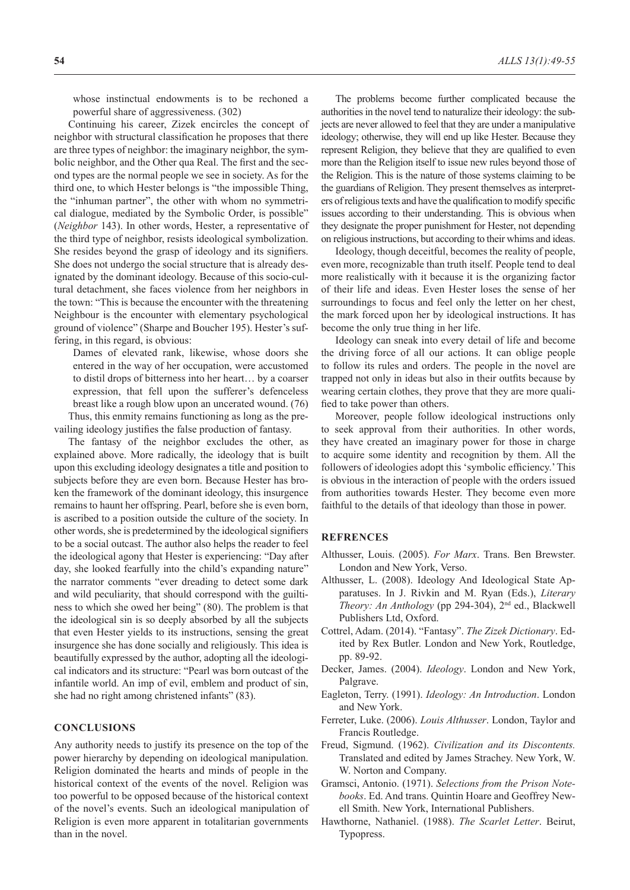whose instinctual endowments is to be rechoned a powerful share of aggressiveness. (302)

Continuing his career, Zizek encircles the concept of neighbor with structural classification he proposes that there are three types of neighbor: the imaginary neighbor, the symbolic neighbor, and the Other qua Real. The first and the second types are the normal people we see in society. As for the third one, to which Hester belongs is "the impossible Thing, the "inhuman partner", the other with whom no symmetrical dialogue, mediated by the Symbolic Order, is possible" (*Neighbor* 143). In other words, Hester, a representative of the third type of neighbor, resists ideological symbolization. She resides beyond the grasp of ideology and its signifiers. She does not undergo the social structure that is already designated by the dominant ideology. Because of this socio-cultural detachment, she faces violence from her neighbors in the town: "This is because the encounter with the threatening Neighbour is the encounter with elementary psychological ground of violence" (Sharpe and Boucher 195). Hester's suffering, in this regard, is obvious:

> Dames of elevated rank, likewise, whose doors she entered in the way of her occupation, were accustomed to distil drops of bitterness into her heart… by a coarser expression, that fell upon the sufferer's defenceless breast like a rough blow upon an ulcerated wound. (76)

Thus, this enmity remains functioning as long as the prevailing ideology justifies the false production of fantasy.

The fantasy of the neighbor excludes the other, as explained above. More radically, the ideology that is built upon this excluding ideology designates a title and position to subjects before they are even born. Because Hester has broken the framework of the dominant ideology, this insurgence remains to haunt her offspring. Pearl, before she is even born, is ascribed to a position outside the culture of the society. In other words, she is predetermined by the ideological signifiers to be a social outcast. The author also helps the reader to feel the ideological agony that Hester is experiencing: "Day after day, she looked fearfully into the child's expanding nature" the narrator comments "ever dreading to detect some dark and wild peculiarity, that should correspond with the guiltiness to which she owed her being" (80). The problem is that the ideological sin is so deeply absorbed by all the subjects that even Hester yields to its instructions, sensing the great insurgence she has done socially and religiously. This idea is beautifully expressed by the author, adopting all the ideological indicators and its structure: "Pearl was born outcast of the infantile world. An imp of evil, emblem and product of sin, she had no right among christened infants" (83).

## CONCLUSIONS

Any authority needs to justify its presence on the top of the power hierarchy by depending on ideological manipulation. Religion dominated the hearts and minds of people in the historical context of the events of the novel. Religion was too powerful to be opposed because of the historical context of the novel's events. Such an ideological manipulation of Religion is even more apparent in totalitarian governments than in the novel.

The problems become further complicated because the authorities in the novel tend to naturalize their ideology: the subjects are never allowed to feel that they are under a manipulative ideology; otherwise, they will end up like Hester. Because they represent Religion, they believe that they are qualified to even more than the Religion itself to issue new rules beyond those of the Religion. This is the nature of those systems claiming to be the guardians of Religion. They present themselves as interpreters of religious texts and have the qualification to modify specific issues according to their understanding. This is obvious when they designate the proper punishment for Hester, not depending on religious instructions, but according to their whims and ideas.

Ideology, though deceitful, becomes the reality of people, even more, recognizable than truth itself. People tend to deal more realistically with it because it is the organizing factor of their life and ideas. Even Hester loses the sense of her surroundings to focus and feel only the letter on her chest, the mark forced upon her by ideological instructions. It has become the only true thing in her life.

Ideology can sneak into every detail of life and become the driving force of all our actions. It can oblige people to follow its rules and orders. The people in the novel are trapped not only in ideas but also in their outfits because by wearing certain clothes, they prove that they are more qualified to take power than others.

Moreover, people follow ideological instructions only to seek approval from their authorities. In other words, they have created an imaginary power for those in charge to acquire some identity and recognition by them. All the followers of ideologies adopt this 'symbolic efficiency.' This is obvious in the interaction of people with the orders issued from authorities towards Hester. They become even more faithful to the details of that ideology than those in power.

## REFRENCES

Althusser, Louis. (2005). *For Marx*. Trans. Ben Brewster. London and New York, Verso.

Althusser, L. (2008). Ideology And Ideological State Apparatuses. In J. Rivkin and M. Ryan (Eds.), *Literary Theory: An Anthology* (pp 294-304), 2nd ed., Blackwell Publishers Ltd, Oxford.

Cottrel, Adam. (2014). "Fantasy". *The Zizek Dictionary*. Edited by Rex Butler. London and New York, Routledge, pp. 89-92.

Decker, James. (2004). *Ideology*. London and New York, Palgrave.

Eagleton, Terry. (1991). *Ideology: An Introduction*. London and New York.

Ferreter, Luke. (2006). *Louis Althusser*. London, Taylor and Francis Routledge.

Freud, Sigmund. (1962). *Civilization and its Discontents.* Translated and edited by James Strachey. New York, W. W. Norton and Company.

Gramsci, Antonio. (1971). *Selections from the Prison Notebooks*. Ed. And trans. Quintin Hoare and Geoffrey Newell Smith. New York, International Publishers.

Hawthorne, Nathaniel. (1988). *The Scarlet Letter*. Beirut, Typopress.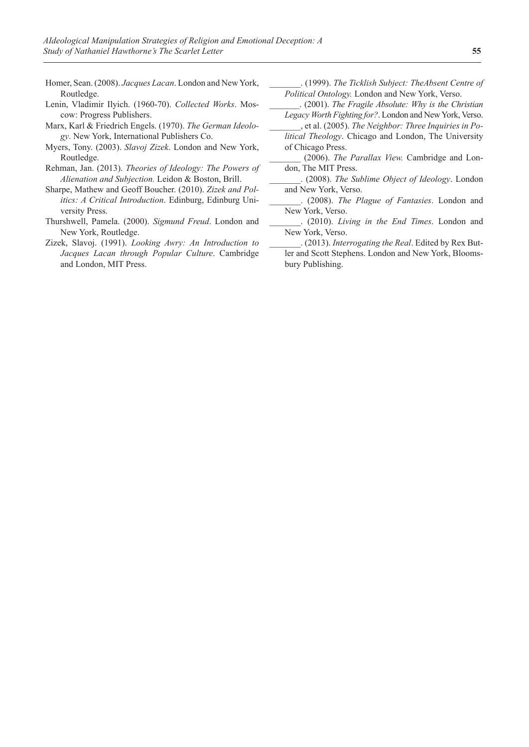Homer, Sean. (2008). *Jacques Lacan*. London and New York, Routledge.

Lenin, Vladimir Ilyich. (1960-70). *Collected Works*. Moscow: Progress Publishers.

Marx, Karl & Friedrich Engels. (1970). *The German Ideology*. New York, International Publishers Co.

Myers, Tony. (2003). *Slavoj Zizek*. London and New York, Routledge.

Rehman, Jan. (2013). *Theories of Ideology: The Powers of Alienation and Subjection.* Leidon & Boston, Brill.

Sharpe, Mathew and Geoff Boucher. (2010). *Zizek and Politics: A Critical Introduction*. Edinburg, Edinburg University Press.

Thurshwell, Pamela. (2000). *Sigmund Freud*. London and New York, Routledge.

Zizek, Slavoj. (1991). *Looking Awry: An Introduction to Jacques Lacan through Popular Culture*. Cambridge and London, MIT Press.

_______. (1999). *The Ticklish Subject: TheAbsent Centre of Political Ontology.* London and New York, Verso.

_______. (2001). *The Fragile Absolute: Why is the Christian Legacy Worth Fighting for?*. London and New York, Verso.

_______, et al. (2005). *The Neighbor: Three Inquiries in Political Theology*. Chicago and London, The University of Chicago Press.

_______ (2006). *The Parallax View.* Cambridge and London, The MIT Press.

_______. (2008). *The Sublime Object of Ideology*. London and New York, Verso.

_______. (2008). *The Plague of Fantasies*. London and New York, Verso.

_______. (2010). *Living in the End Times*. London and New York, Verso.

_______. (2013). *Interrogating the Real*. Edited by Rex Butler and Scott Stephens. London and New York, Bloomsbury Publishing.